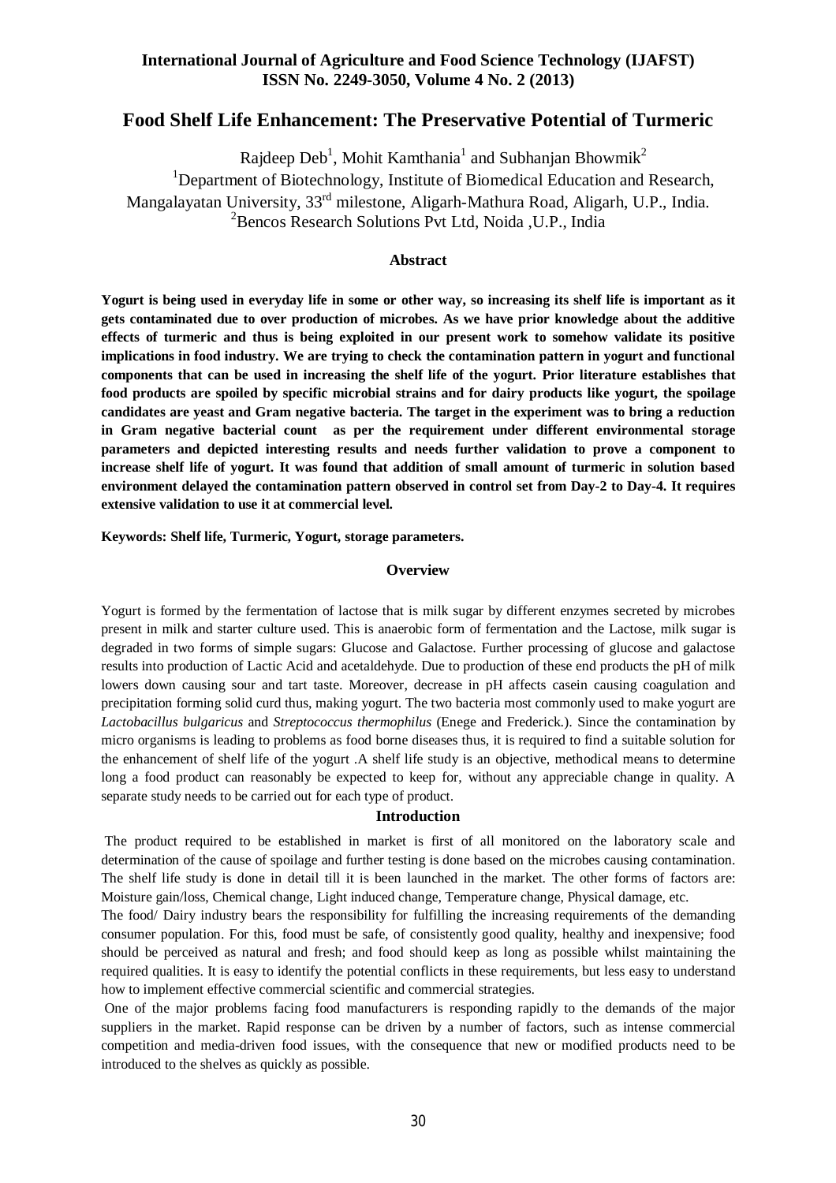# Food Shelf Life Enhancement: The Preservative Potential of Turmeric

Rajdeep Deb[1], Mohit Kamthania[1] and Subhanjan Bhowmik[2]

[1]Department of Biotechnology, Institute of Biomedical Education and Research, Mangalayatan University, 33rd milestone, Aligarh-Mathura Road, Aligarh, U.P., India.

[2]Bencos Research Solutions Pvt Ltd, Noida ,U.P., India

## Abstract

**Yogurt is being used in everyday life in some or other way, so increasing its shelf life is important as it gets contaminated due to over production of microbes. As we have prior knowledge about the additive effects of turmeric and thus is being exploited in our present work to somehow validate its positive implications in food industry. We are trying to check the contamination pattern in yogurt and functional components that can be used in increasing the shelf life of the yogurt. Prior literature establishes that food products are spoiled by specific microbial strains and for dairy products like yogurt, the spoilage candidates are yeast and Gram negative bacteria. The target in the experiment was to bring a reduction in Gram negative bacterial count as per the requirement under different environmental storage parameters and depicted interesting results and needs further validation to prove a component to increase shelf life of yogurt. It was found that addition of small amount of turmeric in solution based environment delayed the contamination pattern observed in control set from Day-2 to Day-4. It requires extensive validation to use it at commercial level.**

**Keywords: Shelf life, Turmeric, Yogurt, storage parameters.**

## Overview

Yogurt is formed by the fermentation of lactose that is milk sugar by different enzymes secreted by microbes present in milk and starter culture used. This is anaerobic form of fermentation and the Lactose, milk sugar is degraded in two forms of simple sugars: Glucose and Galactose. Further processing of glucose and galactose results into production of Lactic Acid and acetaldehyde. Due to production of these end products the pH of milk lowers down causing sour and tart taste. Moreover, decrease in pH affects casein causing coagulation and precipitation forming solid curd thus, making yogurt. The two bacteria most commonly used to make yogurt are *Lactobacillus bulgaricus* and *Streptococcus thermophilus* (Enege and Frederick.). Since the contamination by micro organisms is leading to problems as food borne diseases thus, it is required to find a suitable solution for the enhancement of shelf life of the yogurt .A shelf life study is an objective, methodical means to determine long a food product can reasonably be expected to keep for, without any appreciable change in quality. A separate study needs to be carried out for each type of product.

## Introduction

The product required to be established in market is first of all monitored on the laboratory scale and determination of the cause of spoilage and further testing is done based on the microbes causing contamination. The shelf life study is done in detail till it is been launched in the market. The other forms of factors are: Moisture gain/loss, Chemical change, Light induced change, Temperature change, Physical damage, etc.

The food/ Dairy industry bears the responsibility for fulfilling the increasing requirements of the demanding consumer population. For this, food must be safe, of consistently good quality, healthy and inexpensive; food should be perceived as natural and fresh; and food should keep as long as possible whilst maintaining the required qualities. It is easy to identify the potential conflicts in these requirements, but less easy to understand how to implement effective commercial scientific and commercial strategies.

One of the major problems facing food manufacturers is responding rapidly to the demands of the major suppliers in the market. Rapid response can be driven by a number of factors, such as intense commercial competition and media-driven food issues, with the consequence that new or modified products need to be introduced to the shelves as quickly as possible.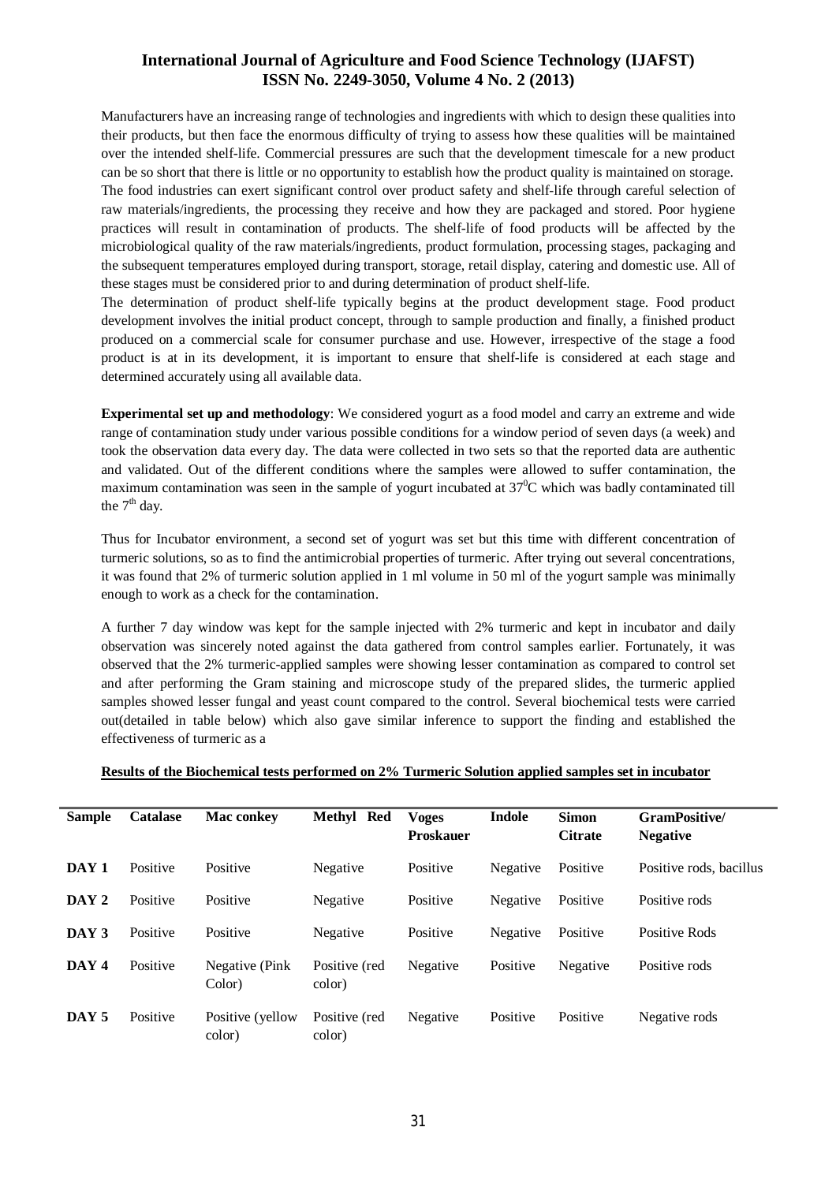Manufacturers have an increasing range of technologies and ingredients with which to design these qualities into their products, but then face the enormous difficulty of trying to assess how these qualities will be maintained over the intended shelf-life. Commercial pressures are such that the development timescale for a new product can be so short that there is little or no opportunity to establish how the product quality is maintained on storage. The food industries can exert significant control over product safety and shelf-life through careful selection of raw materials/ingredients, the processing they receive and how they are packaged and stored. Poor hygiene practices will result in contamination of products. The shelf-life of food products will be affected by the microbiological quality of the raw materials/ingredients, product formulation, processing stages, packaging and the subsequent temperatures employed during transport, storage, retail display, catering and domestic use. All of these stages must be considered prior to and during determination of product shelf-life.

The determination of product shelf-life typically begins at the product development stage. Food product development involves the initial product concept, through to sample production and finally, a finished product produced on a commercial scale for consumer purchase and use. However, irrespective of the stage a food product is at in its development, it is important to ensure that shelf-life is considered at each stage and determined accurately using all available data.

**Experimental set up and methodology**: We considered yogurt as a food model and carry an extreme and wide range of contamination study under various possible conditions for a window period of seven days (a week) and took the observation data every day. The data were collected in two sets so that the reported data are authentic and validated. Out of the different conditions where the samples were allowed to suffer contamination, the maximum contamination was seen in the sample of yogurt incubated at $37^0$C which was badly contaminated till the $7^{th}$ day.

Thus for Incubator environment, a second set of yogurt was set but this time with different concentration of turmeric solutions, so as to find the antimicrobial properties of turmeric. After trying out several concentrations, it was found that 2% of turmeric solution applied in 1 ml volume in 50 ml of the yogurt sample was minimally enough to work as a check for the contamination.

A further 7 day window was kept for the sample injected with 2% turmeric and kept in incubator and daily observation was sincerely noted against the data gathered from control samples earlier. Fortunately, it was observed that the 2% turmeric-applied samples were showing lesser contamination as compared to control set and after performing the Gram staining and microscope study of the prepared slides, the turmeric applied samples showed lesser fungal and yeast count compared to the control. Several biochemical tests were carried out(detailed in table below) which also gave similar inference to support the finding and established the effectiveness of turmeric as a

**Results of the Biochemical tests performed on 2% Turmeric Solution applied samples set in incubator**

| Sample | Catalase | Mac conkey | Methyl Red | Voges Proskauer | Indole | Simon Citrate | GramPositive/ Negative |
|---|---|---|---|---|---|---|---|
| **DAY 1** | Positive | Positive | Negative | Positive | Negative | Positive | Positive rods, bacillus |
| **DAY 2** | Positive | Positive | Negative | Positive | Negative | Positive | Positive rods |
| **DAY 3** | Positive | Positive | Negative | Positive | Negative | Positive | Positive Rods |
| **DAY 4** | Positive | Negative (Pink Color) | Positive (red color) | Negative | Positive | Negative | Positive rods |
| **DAY 5** | Positive | Positive (yellow color) | Positive (red color) | Negative | Positive | Positive | Negative rods |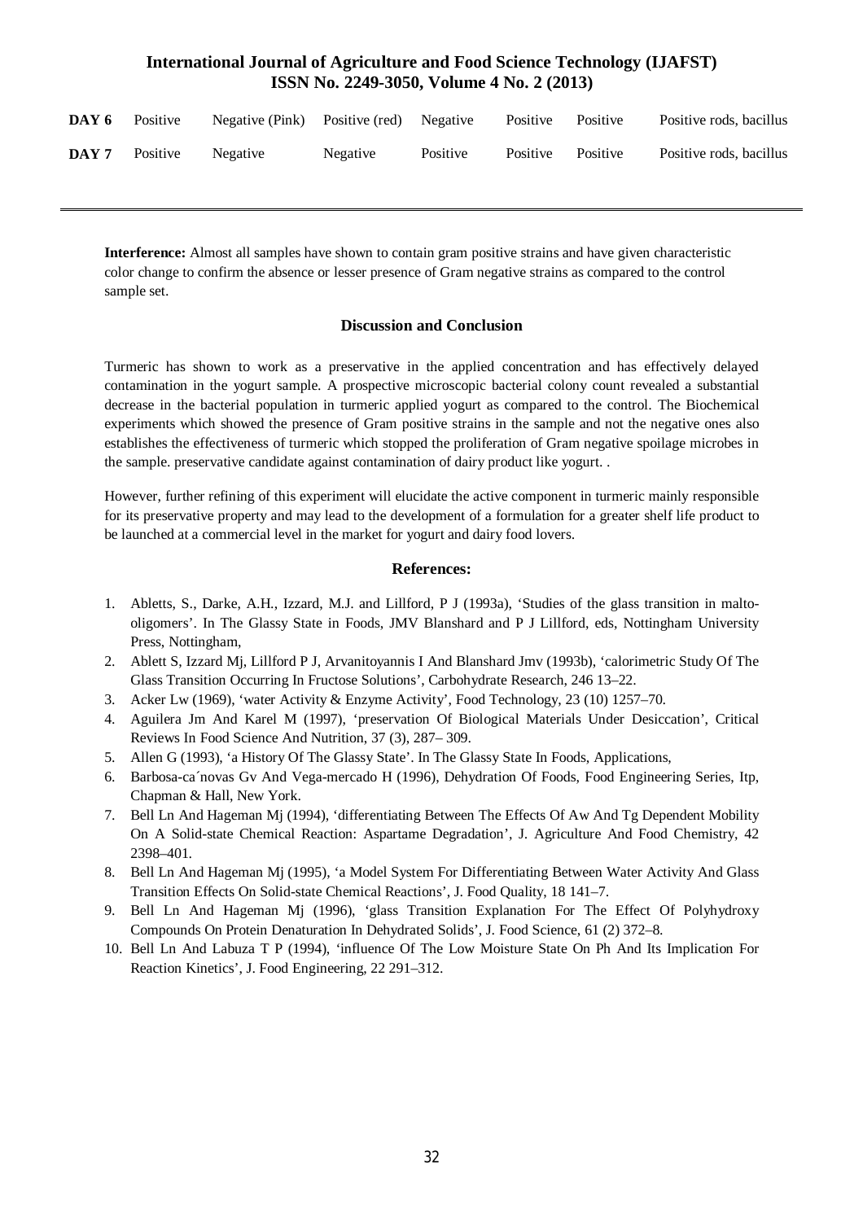| | | | | | | | |
|---|---|---|---|---|---|---|---|
| **DAY 6** | Positive | Negative (Pink) | Positive (red) | Negative | Positive | Positive | Positive rods, bacillus |
| **DAY 7** | Positive | Negative | Negative | Positive | Positive | Positive | Positive rods, bacillus |

**Interference:** Almost all samples have shown to contain gram positive strains and have given characteristic color change to confirm the absence or lesser presence of Gram negative strains as compared to the control sample set.

## Discussion and Conclusion

Turmeric has shown to work as a preservative in the applied concentration and has effectively delayed contamination in the yogurt sample. A prospective microscopic bacterial colony count revealed a substantial decrease in the bacterial population in turmeric applied yogurt as compared to the control. The Biochemical experiments which showed the presence of Gram positive strains in the sample and not the negative ones also establishes the effectiveness of turmeric which stopped the proliferation of Gram negative spoilage microbes in the sample. preservative candidate against contamination of dairy product like yogurt. .

However, further refining of this experiment will elucidate the active component in turmeric mainly responsible for its preservative property and may lead to the development of a formulation for a greater shelf life product to be launched at a commercial level in the market for yogurt and dairy food lovers.

## References:

1. Abletts, S., Darke, A.H., Izzard, M.J. and Lillford, P J (1993a), 'Studies of the glass transition in malto-oligomers'. In The Glassy State in Foods, JMV Blanshard and P J Lillford, eds, Nottingham University Press, Nottingham,
2. Ablett S, Izzard Mj, Lillford P J, Arvanitoyannis I And Blanshard Jmv (1993b), 'calorimetric Study Of The Glass Transition Occurring In Fructose Solutions', Carbohydrate Research, 246 13–22.
3. Acker Lw (1969), 'water Activity & Enzyme Activity', Food Technology, 23 (10) 1257–70.
4. Aguilera Jm And Karel M (1997), 'preservation Of Biological Materials Under Desiccation', Critical Reviews In Food Science And Nutrition, 37 (3), 287– 309.
5. Allen G (1993), 'a History Of The Glassy State'. In The Glassy State In Foods, Applications,
6. Barbosa-ca´novas Gv And Vega-mercado H (1996), Dehydration Of Foods, Food Engineering Series, Itp, Chapman & Hall, New York.
7. Bell Ln And Hageman Mj (1994), 'differentiating Between The Effects Of Aw And Tg Dependent Mobility On A Solid-state Chemical Reaction: Aspartame Degradation', J. Agriculture And Food Chemistry, 42 2398–401.
8. Bell Ln And Hageman Mj (1995), 'a Model System For Differentiating Between Water Activity And Glass Transition Effects On Solid-state Chemical Reactions', J. Food Quality, 18 141–7.
9. Bell Ln And Hageman Mj (1996), 'glass Transition Explanation For The Effect Of Polyhydroxy Compounds On Protein Denaturation In Dehydrated Solids', J. Food Science, 61 (2) 372–8.
10. Bell Ln And Labuza T P (1994), 'influence Of The Low Moisture State On Ph And Its Implication For Reaction Kinetics', J. Food Engineering, 22 291–312.